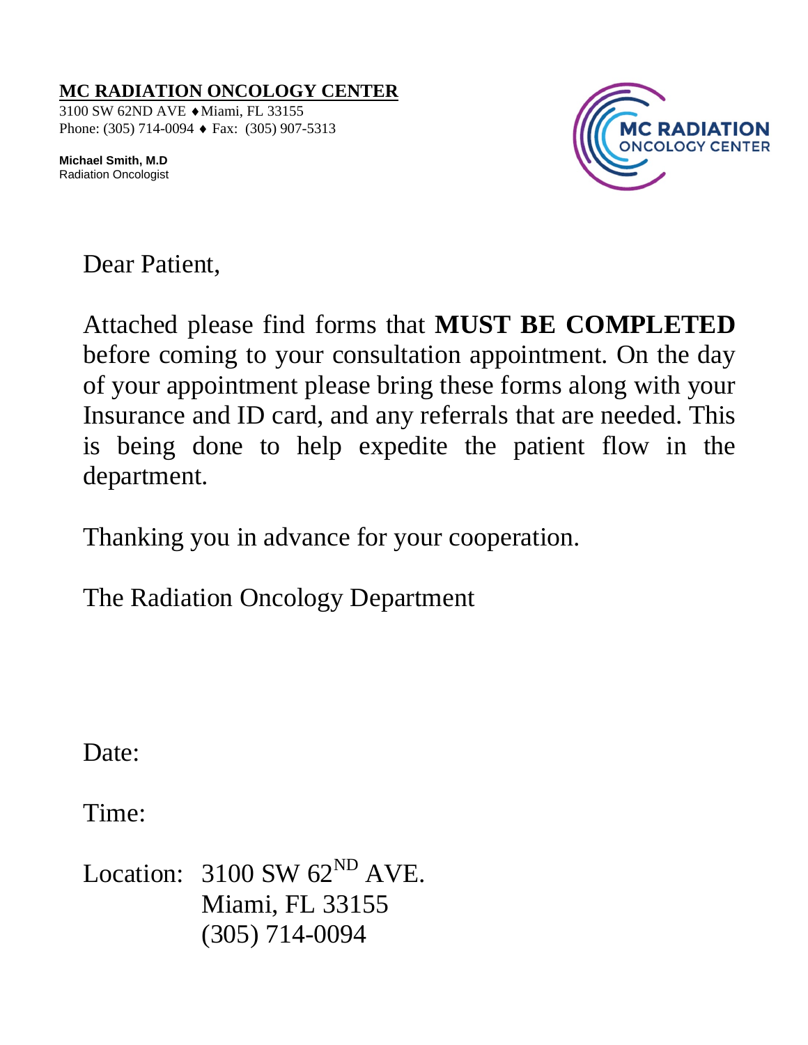**MC RADIATION ONCOLOGY CENTER**
3100 SW 62ND AVE ♦ Miami, FL 33155
Phone: (305) 714-0094 ♦ Fax: (305) 907-5313

**Michael Smith, M.D**
Radiation Oncologist

MC RADIATION ONCOLOGY CENTER

Dear Patient,

Attached please find forms that **MUST BE COMPLETED** before coming to your consultation appointment. On the day of your appointment please bring these forms along with your Insurance and ID card, and any referrals that are needed. This is being done to help expedite the patient flow in the department.

Thanking you in advance for your cooperation.

The Radiation Oncology Department

Date:

Time:

Location: 3100 SW 62ND AVE.
Miami, FL 33155
(305) 714-0094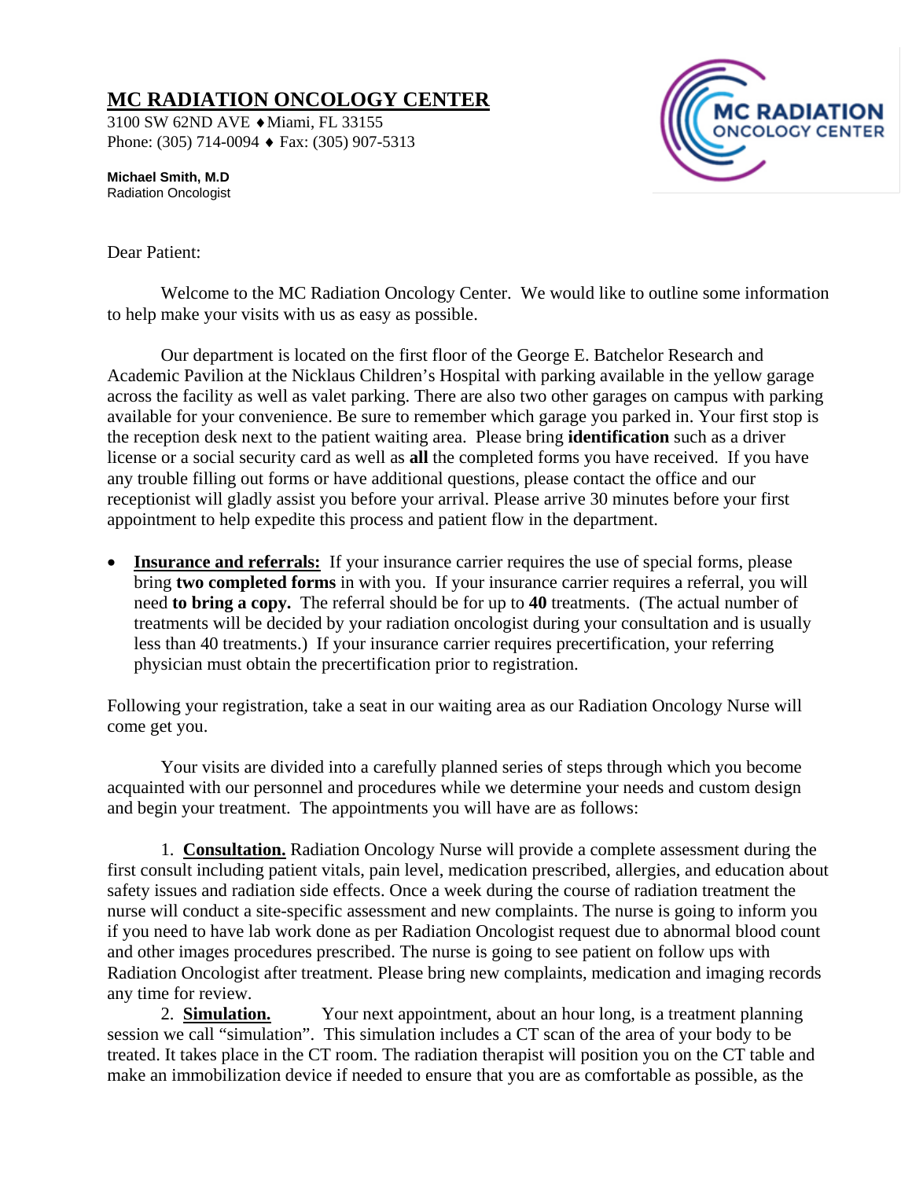# MC RADIATION ONCOLOGY CENTER

3100 SW 62ND AVE ♦ Miami, FL 33155
Phone: (305) 714-0094 ♦ Fax: (305) 907-5313

**Michael Smith, M.D**
Radiation Oncologist

Dear Patient:

Welcome to the MC Radiation Oncology Center. We would like to outline some information to help make your visits with us as easy as possible.

Our department is located on the first floor of the George E. Batchelor Research and Academic Pavilion at the Nicklaus Children's Hospital with parking available in the yellow garage across the facility as well as valet parking. There are also two other garages on campus with parking available for your convenience. Be sure to remember which garage you parked in. Your first stop is the reception desk next to the patient waiting area. Please bring **identification** such as a driver license or a social security card as well as **all** the completed forms you have received. If you have any trouble filling out forms or have additional questions, please contact the office and our receptionist will gladly assist you before your arrival. Please arrive 30 minutes before your first appointment to help expedite this process and patient flow in the department.

- **Insurance and referrals:** If your insurance carrier requires the use of special forms, please bring **two completed forms** in with you. If your insurance carrier requires a referral, you will need **to bring a copy.** The referral should be for up to **40** treatments. (The actual number of treatments will be decided by your radiation oncologist during your consultation and is usually less than 40 treatments.) If your insurance carrier requires precertification, your referring physician must obtain the precertification prior to registration.

Following your registration, take a seat in our waiting area as our Radiation Oncology Nurse will come get you.

Your visits are divided into a carefully planned series of steps through which you become acquainted with our personnel and procedures while we determine your needs and custom design and begin your treatment. The appointments you will have are as follows:

1. **Consultation.** Radiation Oncology Nurse will provide a complete assessment during the first consult including patient vitals, pain level, medication prescribed, allergies, and education about safety issues and radiation side effects. Once a week during the course of radiation treatment the nurse will conduct a site-specific assessment and new complaints. The nurse is going to inform you if you need to have lab work done as per Radiation Oncologist request due to abnormal blood count and other images procedures prescribed. The nurse is going to see patient on follow ups with Radiation Oncologist after treatment. Please bring new complaints, medication and imaging records any time for review.
2. **Simulation.** Your next appointment, about an hour long, is a treatment planning session we call "simulation". This simulation includes a CT scan of the area of your body to be treated. It takes place in the CT room. The radiation therapist will position you on the CT table and make an immobilization device if needed to ensure that you are as comfortable as possible, as the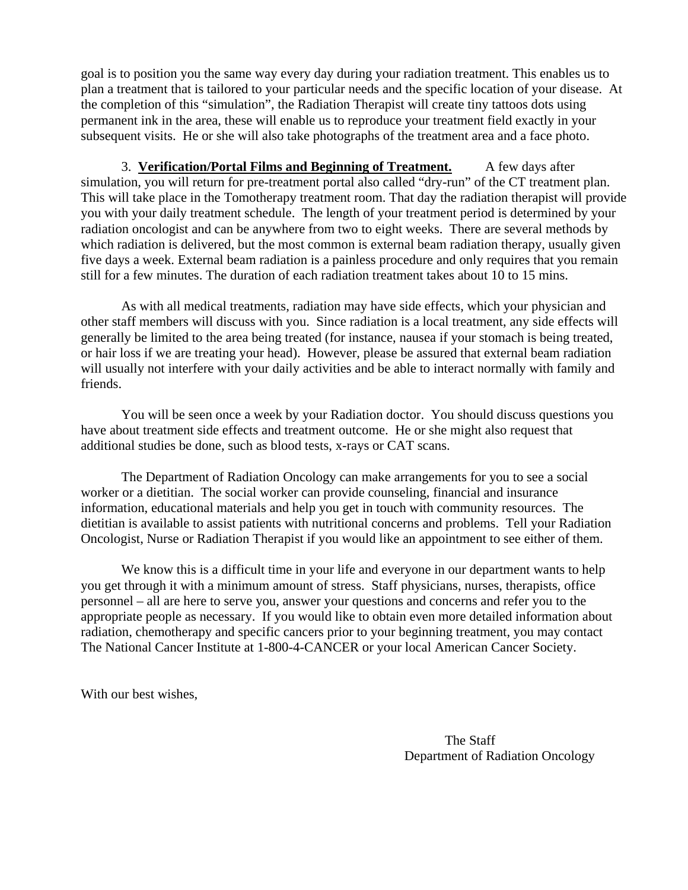goal is to position you the same way every day during your radiation treatment. This enables us to plan a treatment that is tailored to your particular needs and the specific location of your disease. At the completion of this "simulation", the Radiation Therapist will create tiny tattoos dots using permanent ink in the area, these will enable us to reproduce your treatment field exactly in your subsequent visits. He or she will also take photographs of the treatment area and a face photo.

3. **Verification/Portal Films and Beginning of Treatment.** A few days after simulation, you will return for pre-treatment portal also called "dry-run" of the CT treatment plan. This will take place in the Tomotherapy treatment room. That day the radiation therapist will provide you with your daily treatment schedule. The length of your treatment period is determined by your radiation oncologist and can be anywhere from two to eight weeks. There are several methods by which radiation is delivered, but the most common is external beam radiation therapy, usually given five days a week. External beam radiation is a painless procedure and only requires that you remain still for a few minutes. The duration of each radiation treatment takes about 10 to 15 mins.

As with all medical treatments, radiation may have side effects, which your physician and other staff members will discuss with you. Since radiation is a local treatment, any side effects will generally be limited to the area being treated (for instance, nausea if your stomach is being treated, or hair loss if we are treating your head). However, please be assured that external beam radiation will usually not interfere with your daily activities and be able to interact normally with family and friends.

You will be seen once a week by your Radiation doctor. You should discuss questions you have about treatment side effects and treatment outcome. He or she might also request that additional studies be done, such as blood tests, x-rays or CAT scans.

The Department of Radiation Oncology can make arrangements for you to see a social worker or a dietitian. The social worker can provide counseling, financial and insurance information, educational materials and help you get in touch with community resources. The dietitian is available to assist patients with nutritional concerns and problems. Tell your Radiation Oncologist, Nurse or Radiation Therapist if you would like an appointment to see either of them.

We know this is a difficult time in your life and everyone in our department wants to help you get through it with a minimum amount of stress. Staff physicians, nurses, therapists, office personnel – all are here to serve you, answer your questions and concerns and refer you to the appropriate people as necessary. If you would like to obtain even more detailed information about radiation, chemotherapy and specific cancers prior to your beginning treatment, you may contact The National Cancer Institute at 1-800-4-CANCER or your local American Cancer Society.

With our best wishes,

The Staff
Department of Radiation Oncology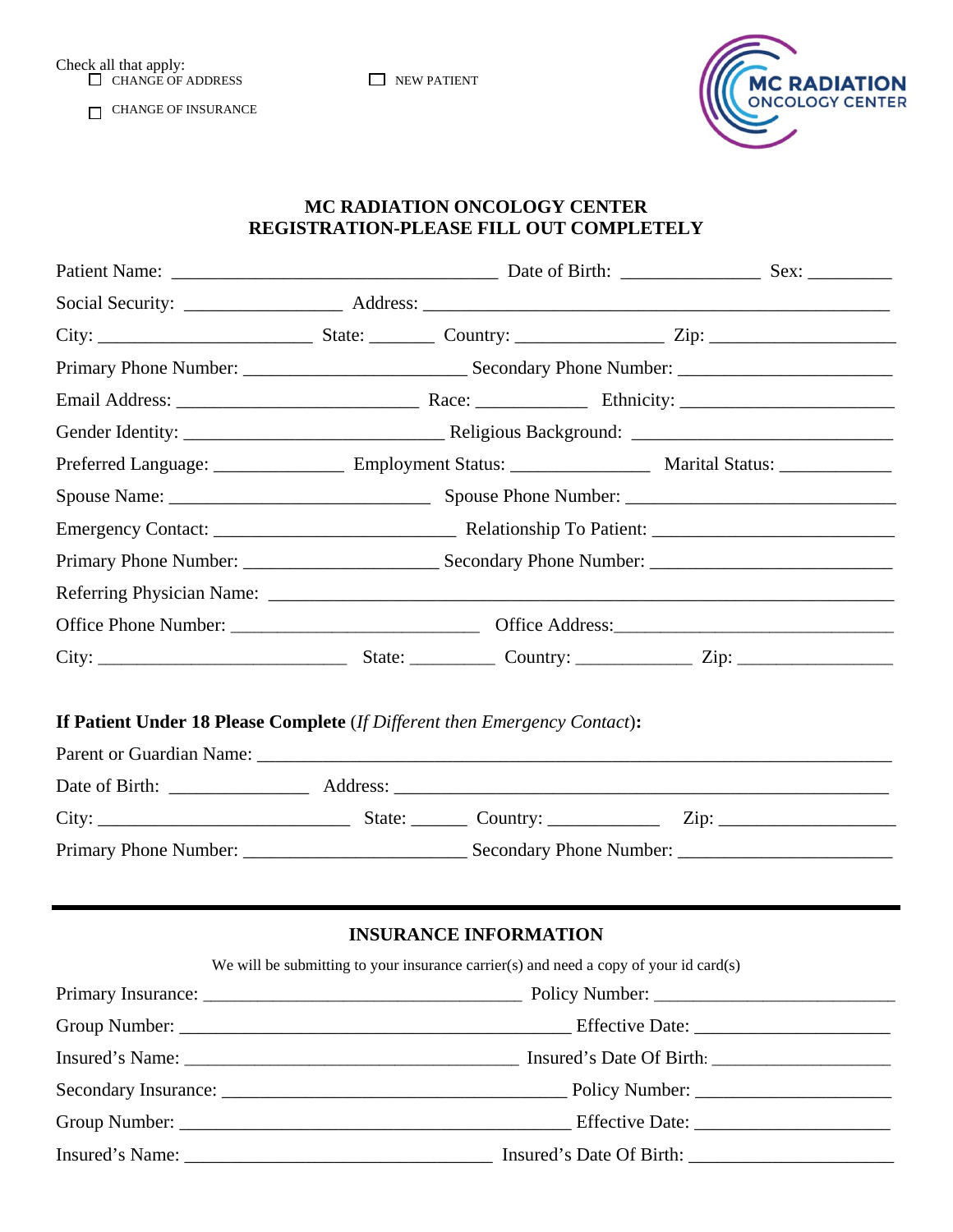Check all that apply:

☐ CHANGE OF ADDRESS ☐ NEW PATIENT

☐ CHANGE OF INSURANCE

MC RADIATION ONCOLOGY CENTER

## MC RADIATION ONCOLOGY CENTER
## REGISTRATION-PLEASE FILL OUT COMPLETELY

Patient Name: ___________________________________ Date of Birth: _______________ Sex: _________

Social Security: _________________ Address: ___________________________________________________

City: ______________________ State: _______ Country: ________________ Zip: ___________________

Primary Phone Number: ________________________ Secondary Phone Number: _______________________

Email Address: __________________________ Race: ____________ Ethnicity: _______________________

Gender Identity: ____________________________ Religious Background: ____________________________

Preferred Language: ______________ Employment Status: _______________ Marital Status: ____________

Spouse Name: ____________________________ Spouse Phone Number: _____________________________

Emergency Contact: __________________________ Relationship To Patient: ________________________

Primary Phone Number: _____________________ Secondary Phone Number: __________________________

Referring Physician Name: ____________________________________________________________________

Office Phone Number: ___________________________ Office Address:______________________________

City: ___________________________ State: _________ Country: _____________ Zip: _________________

**If Patient Under 18 Please Complete** (*If Different then Emergency Contact*)**:**

Parent or Guardian Name: _____________________________________________________________________

Date of Birth: _______________ Address: ______________________________________________________

City: ___________________________ State: ______ Country: ____________ Zip: ___________________

Primary Phone Number: ________________________ Secondary Phone Number: _______________________

---

## INSURANCE INFORMATION

We will be submitting to your insurance carrier(s) and need a copy of your id card(s)

Primary Insurance: ___________________________________ Policy Number: ___________________________

Group Number: ___________________________________________ Effective Date: _____________________

Insured's Name: ____________________________________ Insured's Date Of Birth: ____________________

Secondary Insurance: ______________________________________ Policy Number: _____________________

Group Number: ___________________________________________ Effective Date: _____________________

Insured's Name: _________________________________ Insured's Date Of Birth: ______________________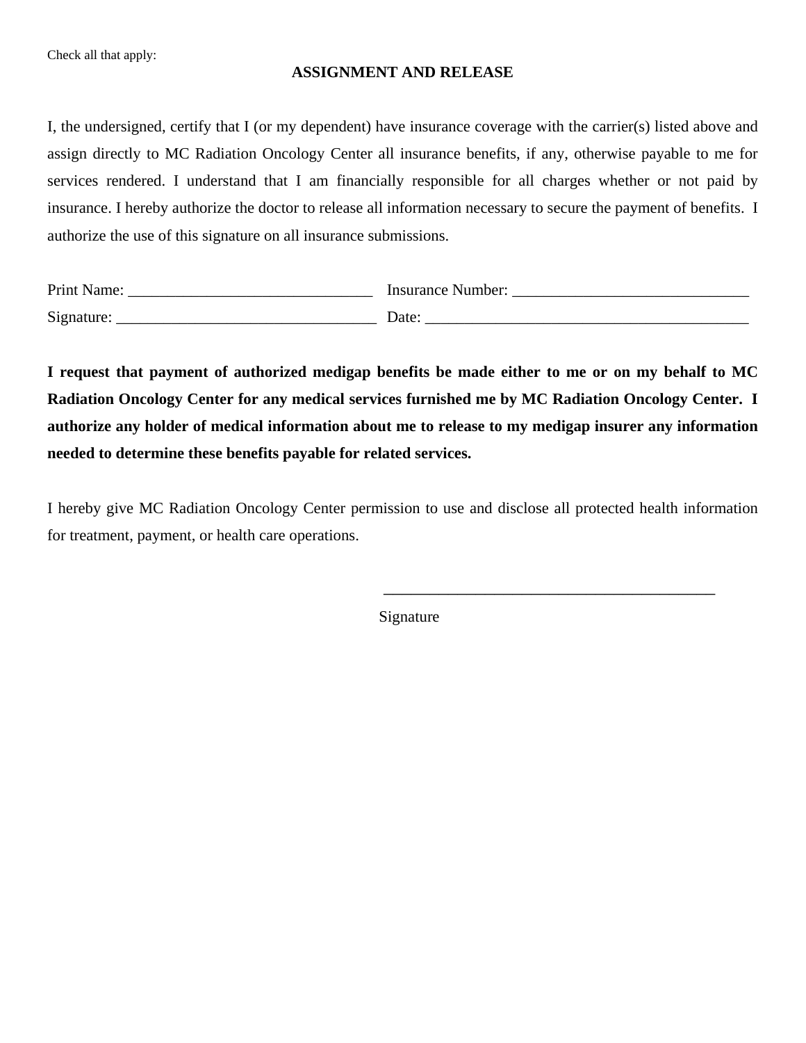Check all that apply:

## ASSIGNMENT AND RELEASE

I, the undersigned, certify that I (or my dependent) have insurance coverage with the carrier(s) listed above and assign directly to MC Radiation Oncology Center all insurance benefits, if any, otherwise payable to me for services rendered. I understand that I am financially responsible for all charges whether or not paid by insurance. I hereby authorize the doctor to release all information necessary to secure the payment of benefits. I authorize the use of this signature on all insurance submissions.

Print Name: _______________________________ Insurance Number: ______________________________

Signature: _________________________________ Date: __________________________________________

**I request that payment of authorized medigap benefits be made either to me or on my behalf to MC Radiation Oncology Center for any medical services furnished me by MC Radiation Oncology Center. I authorize any holder of medical information about me to release to my medigap insurer any information needed to determine these benefits payable for related services.**

I hereby give MC Radiation Oncology Center permission to use and disclose all protected health information for treatment, payment, or health care operations.

___________________________________________

Signature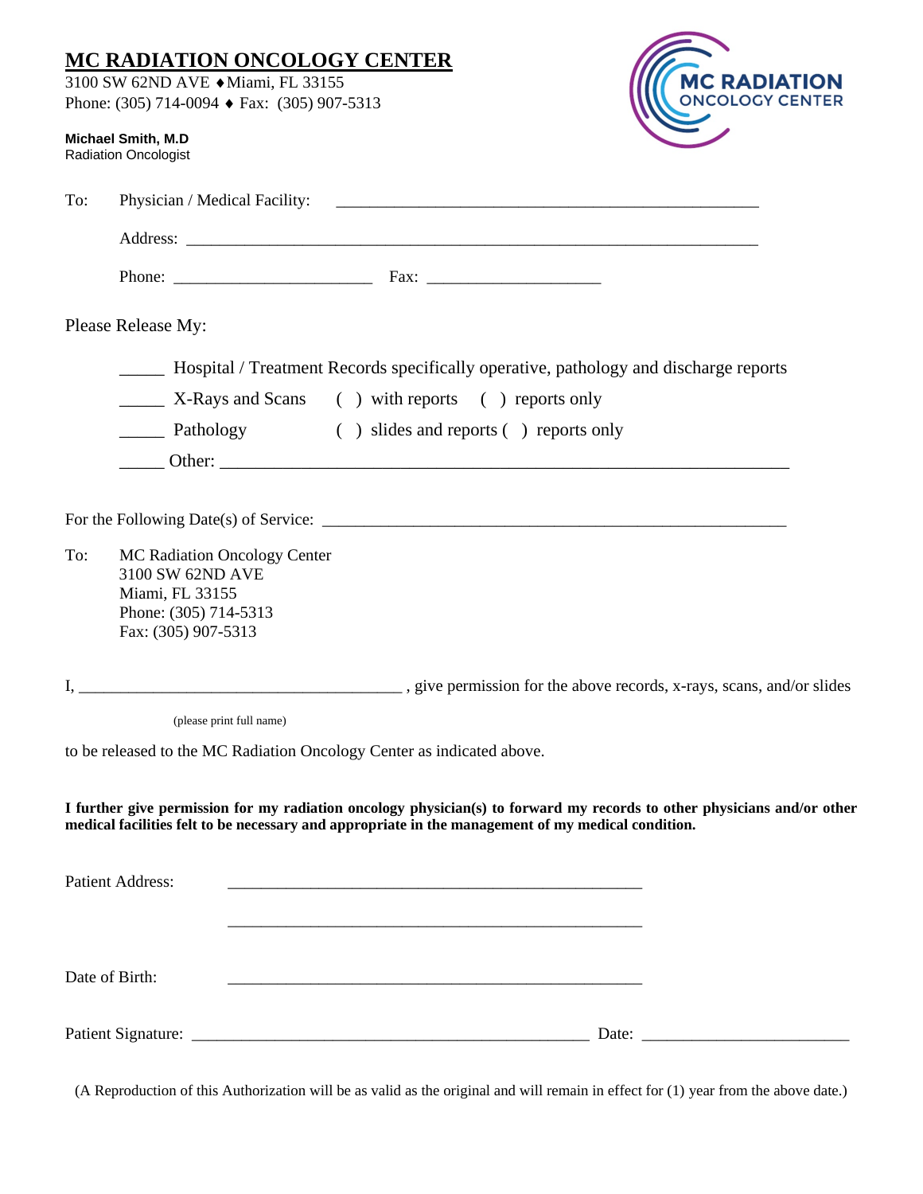# MC RADIATION ONCOLOGY CENTER

3100 SW 62ND AVE ♦ Miami, FL 33155
Phone: (305) 714-0094 ♦ Fax: (305) 907-5313

**Michael Smith, M.D**
Radiation Oncologist

MC RADIATION ONCOLOGY CENTER

To: Physician / Medical Facility: ____________________________________________

Address: ____________________________________________________________

Phone: ____________________ Fax: ____________________

Please Release My:

_____ Hospital / Treatment Records specifically operative, pathology and discharge reports

_____ X-Rays and Scans ( ) with reports ( ) reports only

_____ Pathology ( ) slides and reports ( ) reports only

_____ Other: ____________________________________________________________

For the Following Date(s) of Service: ____________________________________________

To: MC Radiation Oncology Center
3100 SW 62ND AVE
Miami, FL 33155
Phone: (305) 714-5313
Fax: (305) 907-5313

I, ____________________________________ , give permission for the above records, x-rays, scans, and/or slides

(please print full name)

to be released to the MC Radiation Oncology Center as indicated above.

**I further give permission for my radiation oncology physician(s) to forward my records to other physicians and/or other medical facilities felt to be necessary and appropriate in the management of my medical condition.**

Patient Address: ____________________________________________

____________________________________________

Date of Birth: ____________________________________________

Patient Signature: ____________________________________________ Date: ______________________

(A Reproduction of this Authorization will be as valid as the original and will remain in effect for (1) year from the above date.)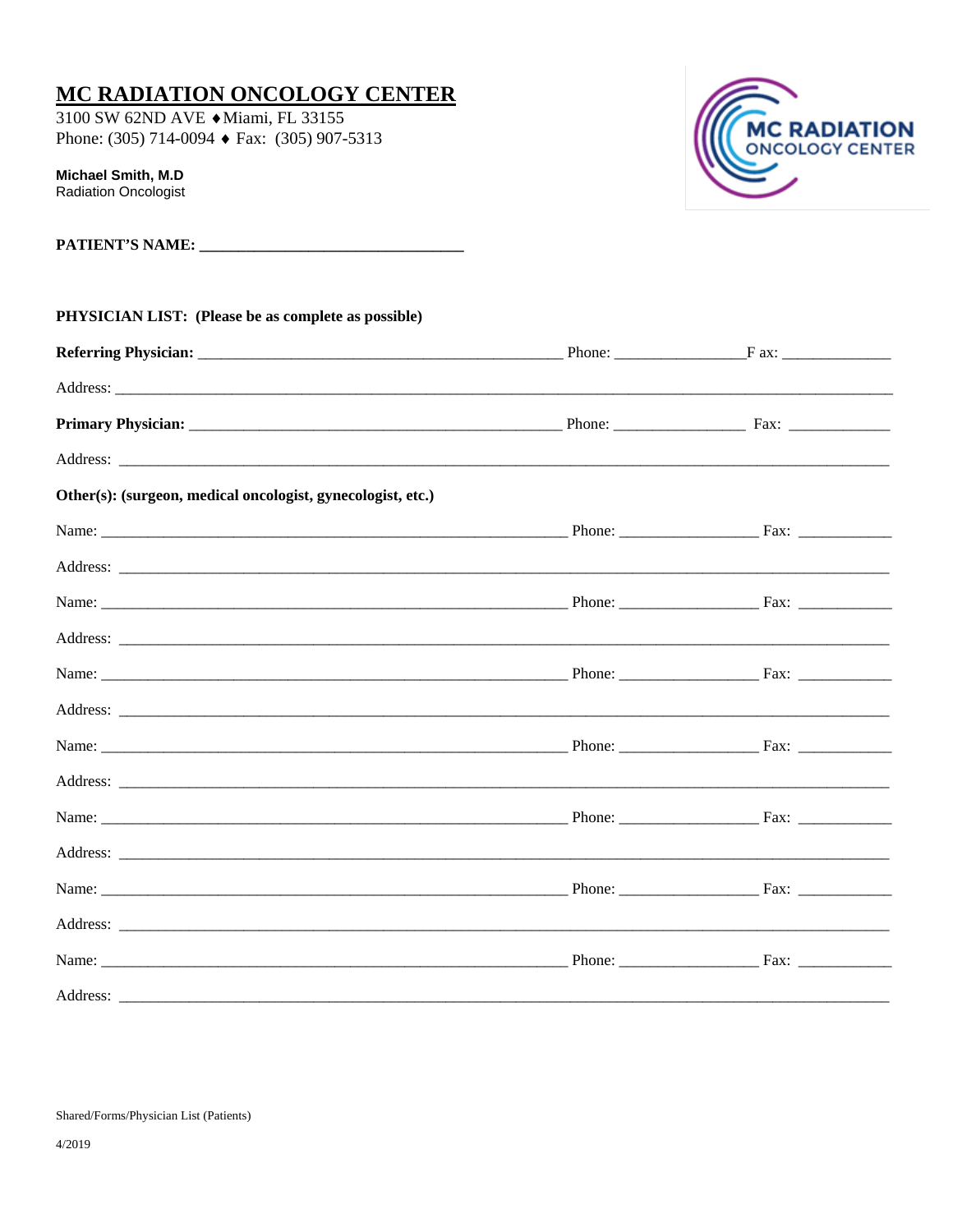# MC RADIATION ONCOLOGY CENTER

3100 SW 62ND AVE ♦ Miami, FL 33155
Phone: (305) 714-0094 ♦ Fax: (305) 907-5313

**Michael Smith, M.D**
Radiation Oncologist

**PATIENT'S NAME: ________________________________**

**PHYSICIAN LIST: (Please be as complete as possible)**

**Referring Physician:** ______________________________________________ Phone: ________________ Fax: ______________

Address: ________________________________________________________________________________________________

**Primary Physician:** ______________________________________________ Phone: ________________ Fax: ______________

Address: ________________________________________________________________________________________________

**Other(s): (surgeon, medical oncologist, gynecologist, etc.)**

Name: ____________________________________________________________ Phone: _________________ Fax: ____________

Address: ________________________________________________________________________________________________

Name: ____________________________________________________________ Phone: _________________ Fax: ____________

Address: ________________________________________________________________________________________________

Name: ____________________________________________________________ Phone: _________________ Fax: ____________

Address: ________________________________________________________________________________________________

Name: ____________________________________________________________ Phone: _________________ Fax: ____________

Address: ________________________________________________________________________________________________

Name: ____________________________________________________________ Phone: _________________ Fax: ____________

Address: ________________________________________________________________________________________________

Name: ____________________________________________________________ Phone: _________________ Fax: ____________

Address: ________________________________________________________________________________________________

Name: ____________________________________________________________ Phone: _________________ Fax: ____________

Address: ________________________________________________________________________________________________

Shared/Forms/Physician List (Patients)

4/2019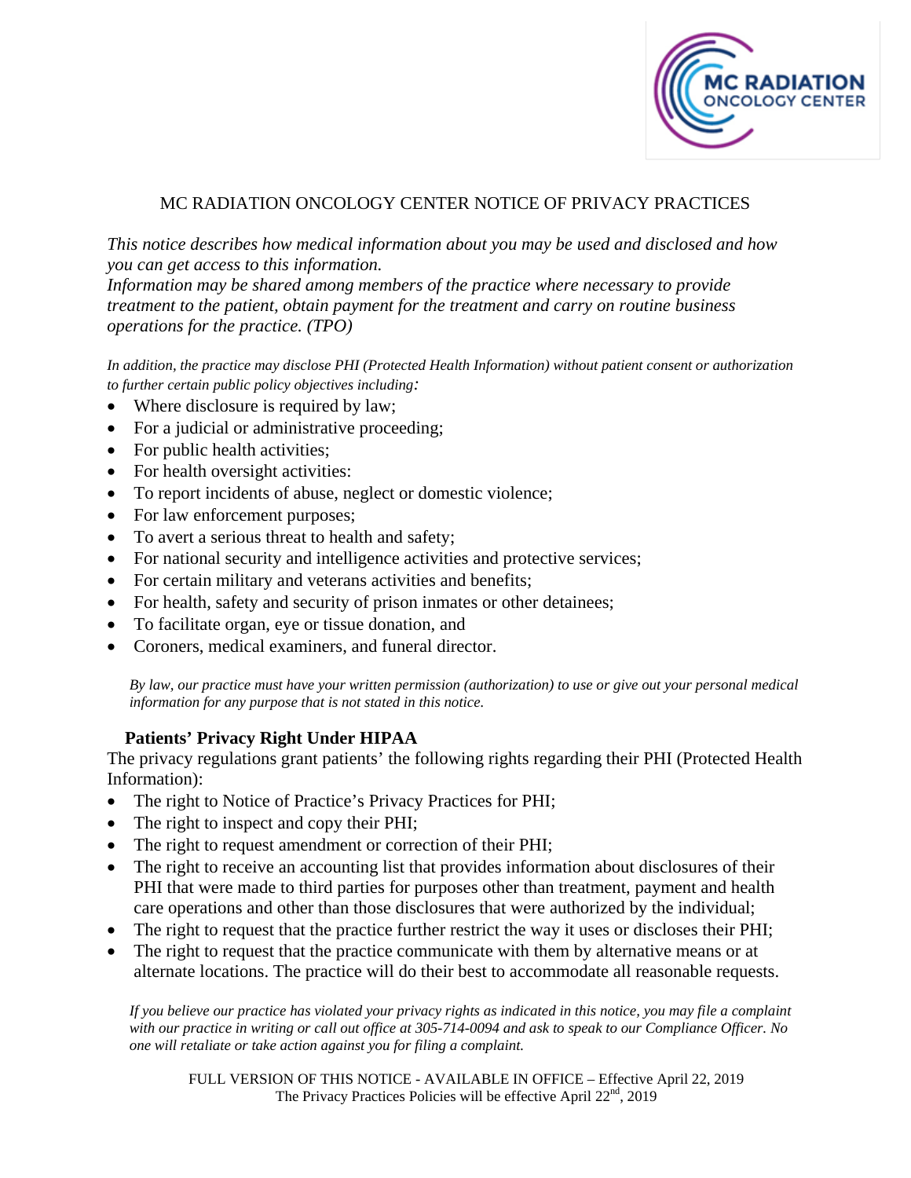MC RADIATION ONCOLOGY CENTER

# MC RADIATION ONCOLOGY CENTER NOTICE OF PRIVACY PRACTICES

*This notice describes how medical information about you may be used and disclosed and how you can get access to this information.*
*Information may be shared among members of the practice where necessary to provide treatment to the patient, obtain payment for the treatment and carry on routine business operations for the practice. (TPO)*

*In addition, the practice may disclose PHI (Protected Health Information) without patient consent or authorization to further certain public policy objectives including:*

- Where disclosure is required by law;
- For a judicial or administrative proceeding;
- For public health activities;
- For health oversight activities:
- To report incidents of abuse, neglect or domestic violence;
- For law enforcement purposes;
- To avert a serious threat to health and safety;
- For national security and intelligence activities and protective services;
- For certain military and veterans activities and benefits;
- For health, safety and security of prison inmates or other detainees;
- To facilitate organ, eye or tissue donation, and
- Coroners, medical examiners, and funeral director.

*By law, our practice must have your written permission (authorization) to use or give out your personal medical information for any purpose that is not stated in this notice.*

## Patients' Privacy Right Under HIPAA

The privacy regulations grant patients' the following rights regarding their PHI (Protected Health Information):

- The right to Notice of Practice's Privacy Practices for PHI;
- The right to inspect and copy their PHI;
- The right to request amendment or correction of their PHI;
- The right to receive an accounting list that provides information about disclosures of their PHI that were made to third parties for purposes other than treatment, payment and health care operations and other than those disclosures that were authorized by the individual;
- The right to request that the practice further restrict the way it uses or discloses their PHI;
- The right to request that the practice communicate with them by alternative means or at alternate locations. The practice will do their best to accommodate all reasonable requests.

*If you believe our practice has violated your privacy rights as indicated in this notice, you may file a complaint with our practice in writing or call out office at 305-714-0094 and ask to speak to our Compliance Officer. No one will retaliate or take action against you for filing a complaint.*

FULL VERSION OF THIS NOTICE - AVAILABLE IN OFFICE – Effective April 22, 2019
The Privacy Practices Policies will be effective April 22nd, 2019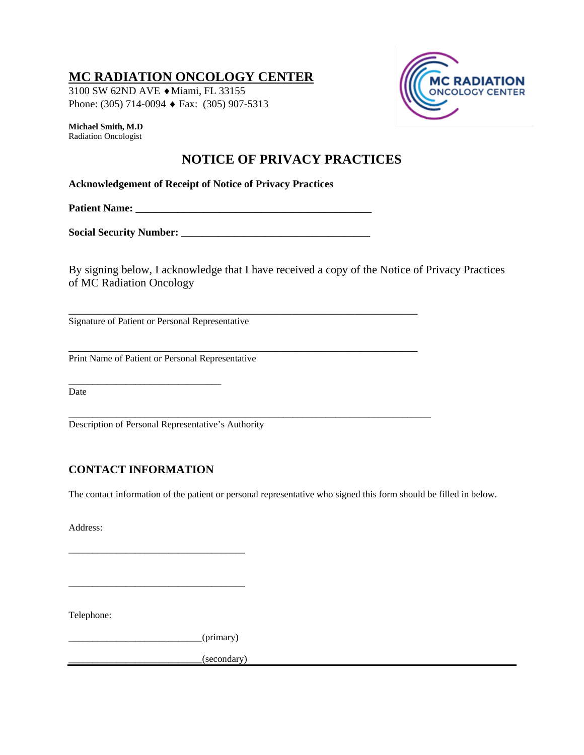# MC RADIATION ONCOLOGY CENTER

3100 SW 62ND AVE ♦ Miami, FL 33155
Phone: (305) 714-0094 ♦ Fax: (305) 907-5313

**Michael Smith, M.D**
Radiation Oncologist

## NOTICE OF PRIVACY PRACTICES

**Acknowledgement of Receipt of Notice of Privacy Practices**

**Patient Name: _____________________________________________**

**Social Security Number: ___________________________________**

By signing below, I acknowledge that I have received a copy of the Notice of Privacy Practices of MC Radiation Oncology

_____________________________________________________________________
Signature of Patient or Personal Representative

_____________________________________________________________________
Print Name of Patient or Personal Representative

______________________________
Date

_____________________________________________________________________
Description of Personal Representative's Authority

### CONTACT INFORMATION

The contact information of the patient or personal representative who signed this form should be filled in below.

Address:

___________________________________

___________________________________

Telephone:

__________________________(primary)

__________________________(secondary)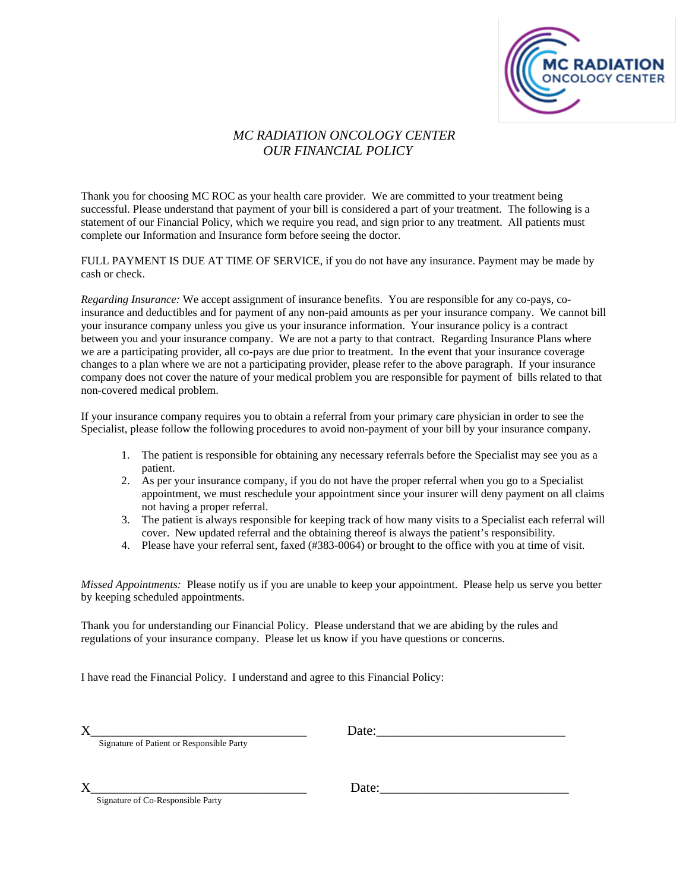MC RADIATION ONCOLOGY CENTER

# *MC RADIATION ONCOLOGY CENTER*
## *OUR FINANCIAL POLICY*

Thank you for choosing MC ROC as your health care provider. We are committed to your treatment being successful. Please understand that payment of your bill is considered a part of your treatment. The following is a statement of our Financial Policy, which we require you read, and sign prior to any treatment. All patients must complete our Information and Insurance form before seeing the doctor.

FULL PAYMENT IS DUE AT TIME OF SERVICE, if you do not have any insurance. Payment may be made by cash or check.

*Regarding Insurance:* We accept assignment of insurance benefits. You are responsible for any co-pays, co-insurance and deductibles and for payment of any non-paid amounts as per your insurance company. We cannot bill your insurance company unless you give us your insurance information. Your insurance policy is a contract between you and your insurance company. We are not a party to that contract. Regarding Insurance Plans where we are a participating provider, all co-pays are due prior to treatment. In the event that your insurance coverage changes to a plan where we are not a participating provider, please refer to the above paragraph. If your insurance company does not cover the nature of your medical problem you are responsible for payment of bills related to that non-covered medical problem.

If your insurance company requires you to obtain a referral from your primary care physician in order to see the Specialist, please follow the following procedures to avoid non-payment of your bill by your insurance company.

1. The patient is responsible for obtaining any necessary referrals before the Specialist may see you as a patient.
2. As per your insurance company, if you do not have the proper referral when you go to a Specialist appointment, we must reschedule your appointment since your insurer will deny payment on all claims not having a proper referral.
3. The patient is always responsible for keeping track of how many visits to a Specialist each referral will cover. New updated referral and the obtaining thereof is always the patient's responsibility.
4. Please have your referral sent, faxed (#383-0064) or brought to the office with you at time of visit.

*Missed Appointments:* Please notify us if you are unable to keep your appointment. Please help us serve you better by keeping scheduled appointments.

Thank you for understanding our Financial Policy. Please understand that we are abiding by the rules and regulations of your insurance company. Please let us know if you have questions or concerns.

I have read the Financial Policy. I understand and agree to this Financial Policy:

X__________________________________ Date:_____________________________
Signature of Patient or Responsible Party

X__________________________________ Date:_____________________________
Signature of Co-Responsible Party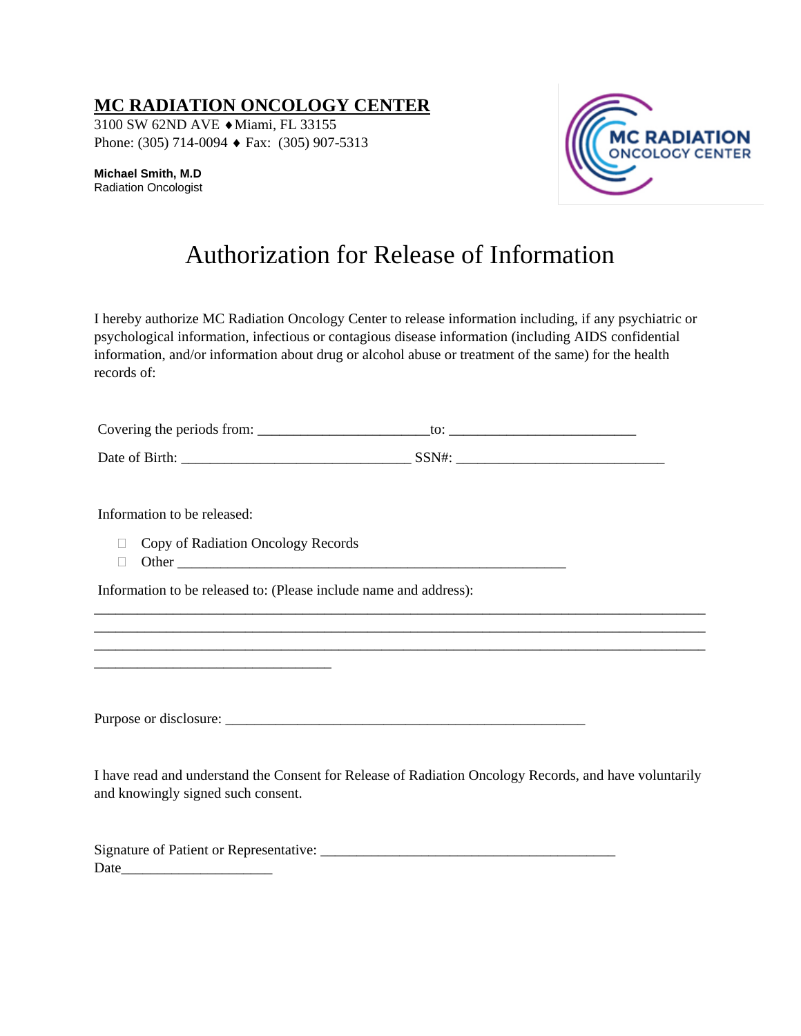**MC RADIATION ONCOLOGY CENTER**

3100 SW 62ND AVE ♦ Miami, FL 33155
Phone: (305) 714-0094 ♦ Fax: (305) 907-5313

**Michael Smith, M.D**
Radiation Oncologist

MC RADIATION ONCOLOGY CENTER

# Authorization for Release of Information

I hereby authorize MC Radiation Oncology Center to release information including, if any psychiatric or psychological information, infectious or contagious disease information (including AIDS confidential information, and/or information about drug or alcohol abuse or treatment of the same) for the health records of:

Covering the periods from: _______________________to: _________________________

Date of Birth: _______________________________ SSN#: ____________________________

Information to be released:

- ☐ Copy of Radiation Oncology Records
- ☐ Other _____________________________________________________

Information to be released to: (Please include name and address):

___________________________________________________________________________________
___________________________________________________________________________________
___________________________________________________________________________________
________________________________

Purpose or disclosure: __________________________________________________

I have read and understand the Consent for Release of Radiation Oncology Records, and have voluntarily and knowingly signed such consent.

Signature of Patient or Representative: ________________________________________
Date____________________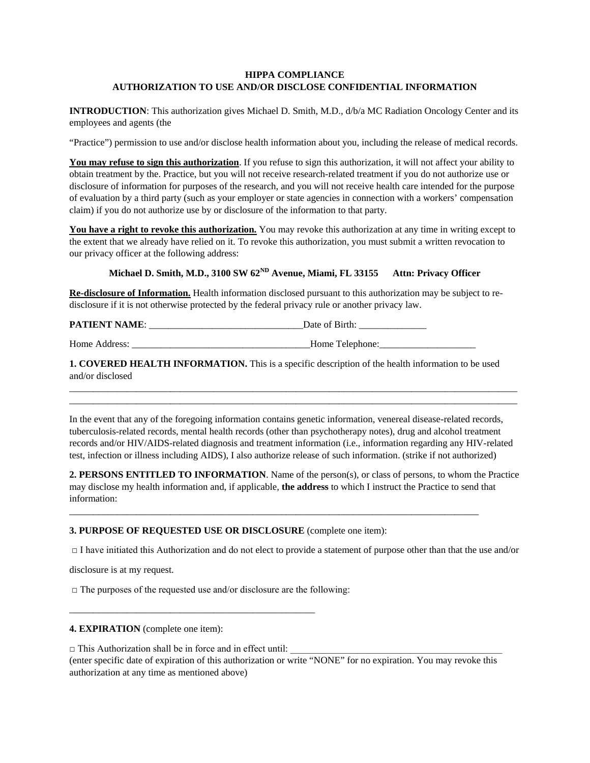**HIPPA COMPLIANCE**
**AUTHORIZATION TO USE AND/OR DISCLOSE CONFIDENTIAL INFORMATION**

**INTRODUCTION**: This authorization gives Michael D. Smith, M.D., d/b/a MC Radiation Oncology Center and its employees and agents (the

"Practice") permission to use and/or disclose health information about you, including the release of medical records.

**You may refuse to sign this authorization**. If you refuse to sign this authorization, it will not affect your ability to obtain treatment by the. Practice, but you will not receive research-related treatment if you do not authorize use or disclosure of information for purposes of the research, and you will not receive health care intended for the purpose of evaluation by a third party (such as your employer or state agencies in connection with a workers' compensation claim) if you do not authorize use by or disclosure of the information to that party.

**You have a right to revoke this authorization.** You may revoke this authorization at any time in writing except to the extent that we already have relied on it. To revoke this authorization, you must submit a written revocation to our privacy officer at the following address:

**Michael D. Smith, M.D., 3100 SW 62$^{ND}$ Avenue, Miami, FL 33155 Attn: Privacy Officer**

**Re-disclosure of Information.** Health information disclosed pursuant to this authorization may be subject to re-disclosure if it is not otherwise protected by the federal privacy rule or another privacy law.

**PATIENT NAME**: _______________________________ Date of Birth: ______________

Home Address: ____________________________________ Home Telephone: ____________________

**1. COVERED HEALTH INFORMATION.** This is a specific description of the health information to be used and/or disclosed

_____________________________________________________________________________________________
_____________________________________________________________________________________________

In the event that any of the foregoing information contains genetic information, venereal disease-related records, tuberculosis-related records, mental health records (other than psychotherapy notes), drug and alcohol treatment records and/or HIV/AIDS-related diagnosis and treatment information (i.e., information regarding any HIV-related test, infection or illness including AIDS), I also authorize release of such information. (strike if not authorized)

**2. PERSONS ENTITLED TO INFORMATION**. Name of the person(s), or class of persons, to whom the Practice may disclose my health information and, if applicable, **the address** to which I instruct the Practice to send that information:

_____________________________________________________________________________________

**3. PURPOSE OF REQUESTED USE OR DISCLOSURE** (complete one item):

□ I have initiated this Authorization and do not elect to provide a statement of purpose other than that the use and/or disclosure is at my request.

□ The purposes of the requested use and/or disclosure are the following:

____________________________________________________

**4. EXPIRATION** (complete one item):

□ This Authorization shall be in force and in effect until: ____________________________________________
(enter specific date of expiration of this authorization or write "NONE" for no expiration. You may revoke this authorization at any time as mentioned above)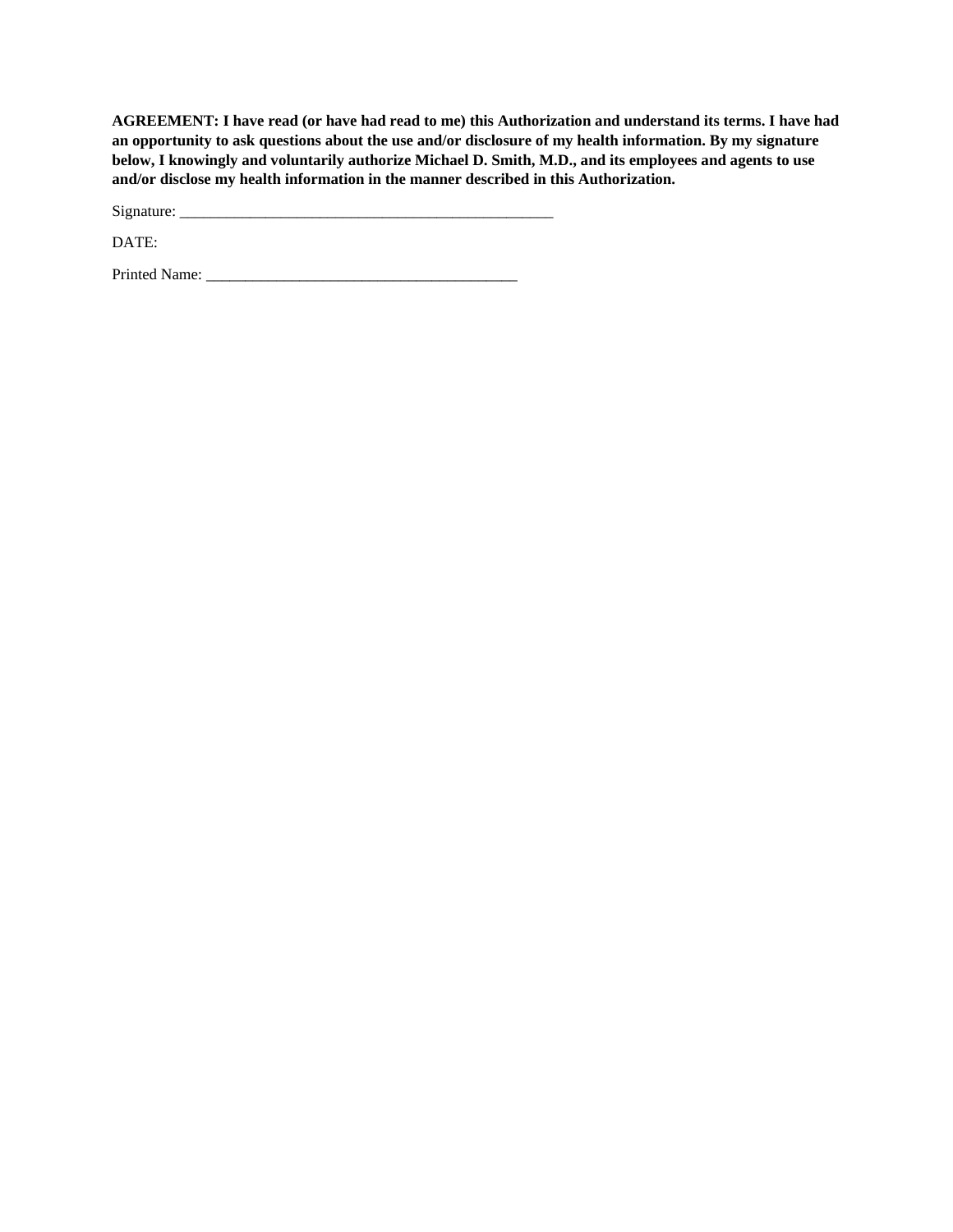**AGREEMENT: I have read (or have had read to me) this Authorization and understand its terms. I have had an opportunity to ask questions about the use and/or disclosure of my health information. By my signature below, I knowingly and voluntarily authorize Michael D. Smith, M.D., and its employees and agents to use and/or disclose my health information in the manner described in this Authorization.**

Signature: ___________________________________________________

DATE:

Printed Name: _________________________________________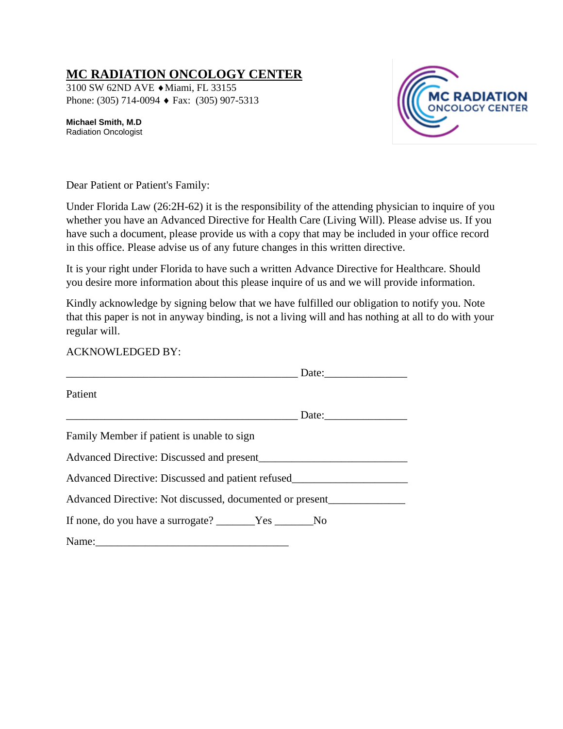# MC RADIATION ONCOLOGY CENTER

3100 SW 62ND AVE ♦ Miami, FL 33155
Phone: (305) 714-0094 ♦ Fax: (305) 907-5313

**Michael Smith, M.D**
Radiation Oncologist

MC RADIATION ONCOLOGY CENTER

Dear Patient or Patient's Family:

Under Florida Law (26:2H-62) it is the responsibility of the attending physician to inquire of you whether you have an Advanced Directive for Health Care (Living Will). Please advise us. If you have such a document, please provide us with a copy that may be included in your office record in this office. Please advise us of any future changes in this written directive.

It is your right under Florida to have such a written Advance Directive for Healthcare. Should you desire more information about this please inquire of us and we will provide information.

Kindly acknowledge by signing below that we have fulfilled our obligation to notify you. Note that this paper is not in anyway binding, is not a living will and has nothing at all to do with your regular will.

ACKNOWLEDGED BY:

__________________________________________ Date:_______________

Patient

__________________________________________ Date:_______________

Family Member if patient is unable to sign

Advanced Directive: Discussed and present___________________________

Advanced Directive: Discussed and patient refused_____________________

Advanced Directive: Not discussed, documented or present______________

If none, do you have a surrogate? _______Yes _______No

Name:___________________________________